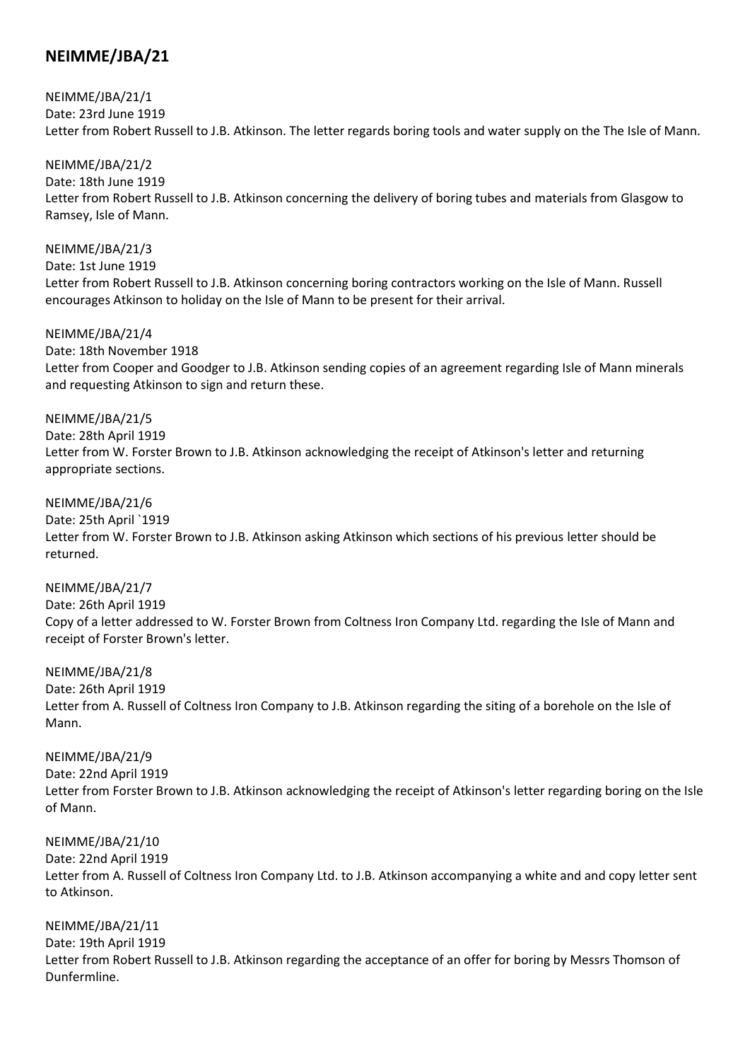# NEIMME/JBA/21

NEIMME/JBA/21/1
Date: 23rd June 1919
Letter from Robert Russell to J.B. Atkinson. The letter regards boring tools and water supply on the The Isle of Mann.

NEIMME/JBA/21/2
Date: 18th June 1919
Letter from Robert Russell to J.B. Atkinson concerning the delivery of boring tubes and materials from Glasgow to Ramsey, Isle of Mann.

NEIMME/JBA/21/3
Date: 1st June 1919
Letter from Robert Russell to J.B. Atkinson concerning boring contractors working on the Isle of Mann. Russell encourages Atkinson to holiday on the Isle of Mann to be present for their arrival.

NEIMME/JBA/21/4
Date: 18th November 1918
Letter from Cooper and Goodger to J.B. Atkinson sending copies of an agreement regarding Isle of Mann minerals and requesting Atkinson to sign and return these.

NEIMME/JBA/21/5
Date: 28th April 1919
Letter from W. Forster Brown to J.B. Atkinson acknowledging the receipt of Atkinson's letter and returning appropriate sections.

NEIMME/JBA/21/6
Date: 25th April `1919
Letter from W. Forster Brown to J.B. Atkinson asking Atkinson which sections of his previous letter should be returned.

NEIMME/JBA/21/7
Date: 26th April 1919
Copy of a letter addressed to W. Forster Brown from Coltness Iron Company Ltd. regarding the Isle of Mann and receipt of Forster Brown's letter.

NEIMME/JBA/21/8
Date: 26th April 1919
Letter from A. Russell of Coltness Iron Company to J.B. Atkinson regarding the siting of a borehole on the Isle of Mann.

NEIMME/JBA/21/9
Date: 22nd April 1919
Letter from Forster Brown to J.B. Atkinson acknowledging the receipt of Atkinson's letter regarding boring on the Isle of Mann.

NEIMME/JBA/21/10
Date: 22nd April 1919
Letter from A. Russell of Coltness Iron Company Ltd. to J.B. Atkinson accompanying a white and and copy letter sent to Atkinson.

NEIMME/JBA/21/11
Date: 19th April 1919
Letter from Robert Russell to J.B. Atkinson regarding the acceptance of an offer for boring by Messrs Thomson of Dunfermline.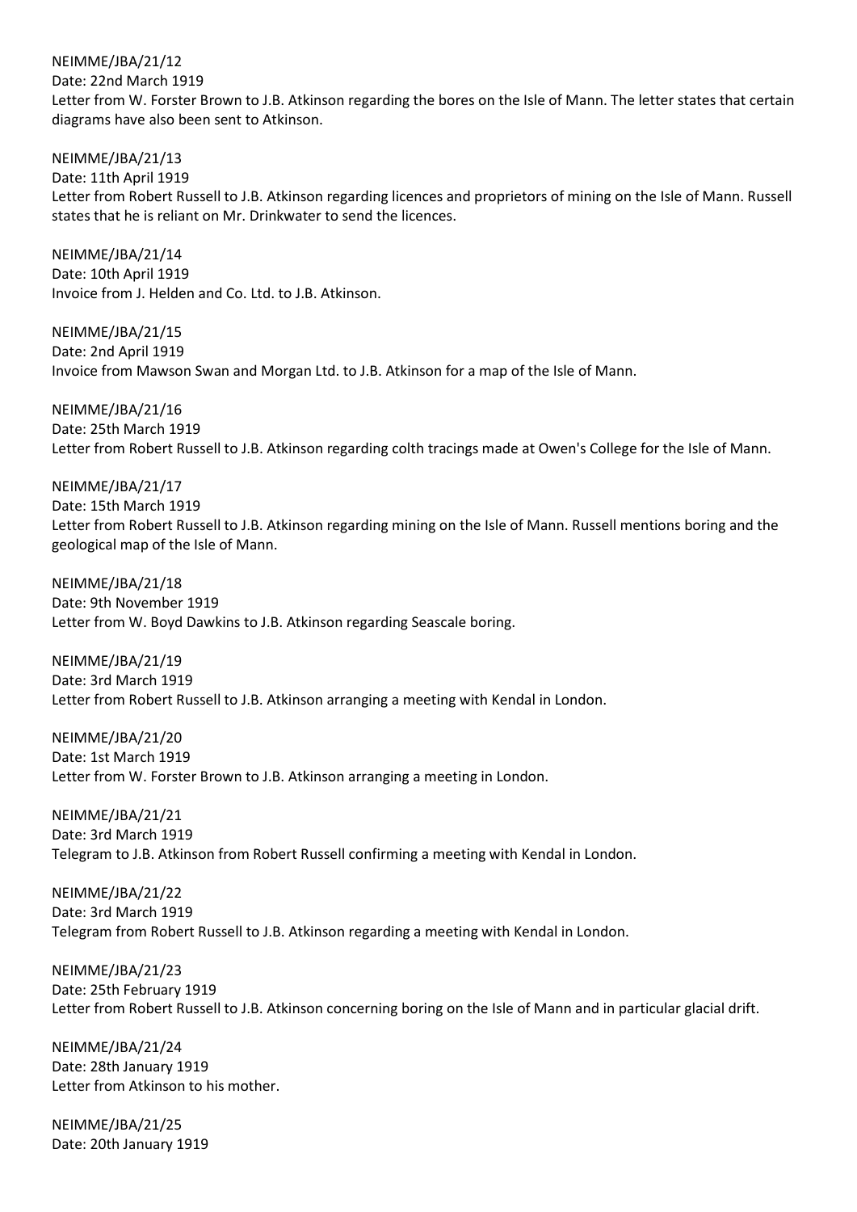NEIMME/JBA/21/12
Date: 22nd March 1919
Letter from W. Forster Brown to J.B. Atkinson regarding the bores on the Isle of Mann. The letter states that certain diagrams have also been sent to Atkinson.

NEIMME/JBA/21/13
Date: 11th April 1919
Letter from Robert Russell to J.B. Atkinson regarding licences and proprietors of mining on the Isle of Mann. Russell states that he is reliant on Mr. Drinkwater to send the licences.

NEIMME/JBA/21/14
Date: 10th April 1919
Invoice from J. Helden and Co. Ltd. to J.B. Atkinson.

NEIMME/JBA/21/15
Date: 2nd April 1919
Invoice from Mawson Swan and Morgan Ltd. to J.B. Atkinson for a map of the Isle of Mann.

NEIMME/JBA/21/16
Date: 25th March 1919
Letter from Robert Russell to J.B. Atkinson regarding colth tracings made at Owen's College for the Isle of Mann.

NEIMME/JBA/21/17
Date: 15th March 1919
Letter from Robert Russell to J.B. Atkinson regarding mining on the Isle of Mann. Russell mentions boring and the geological map of the Isle of Mann.

NEIMME/JBA/21/18
Date: 9th November 1919
Letter from W. Boyd Dawkins to J.B. Atkinson regarding Seascale boring.

NEIMME/JBA/21/19
Date: 3rd March 1919
Letter from Robert Russell to J.B. Atkinson arranging a meeting with Kendal in London.

NEIMME/JBA/21/20
Date: 1st March 1919
Letter from W. Forster Brown to J.B. Atkinson arranging a meeting in London.

NEIMME/JBA/21/21
Date: 3rd March 1919
Telegram to J.B. Atkinson from Robert Russell confirming a meeting with Kendal in London.

NEIMME/JBA/21/22
Date: 3rd March 1919
Telegram from Robert Russell to J.B. Atkinson regarding a meeting with Kendal in London.

NEIMME/JBA/21/23
Date: 25th February 1919
Letter from Robert Russell to J.B. Atkinson concerning boring on the Isle of Mann and in particular glacial drift.

NEIMME/JBA/21/24
Date: 28th January 1919
Letter from Atkinson to his mother.

NEIMME/JBA/21/25
Date: 20th January 1919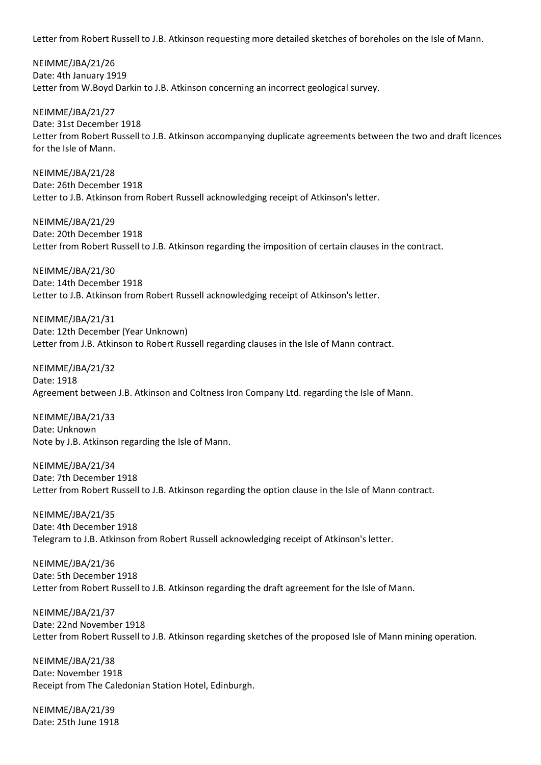Letter from Robert Russell to J.B. Atkinson requesting more detailed sketches of boreholes on the Isle of Mann.

NEIMME/JBA/21/26
Date: 4th January 1919
Letter from W.Boyd Darkin to J.B. Atkinson concerning an incorrect geological survey.

NEIMME/JBA/21/27
Date: 31st December 1918
Letter from Robert Russell to J.B. Atkinson accompanying duplicate agreements between the two and draft licences for the Isle of Mann.

NEIMME/JBA/21/28
Date: 26th December 1918
Letter to J.B. Atkinson from Robert Russell acknowledging receipt of Atkinson's letter.

NEIMME/JBA/21/29
Date: 20th December 1918
Letter from Robert Russell to J.B. Atkinson regarding the imposition of certain clauses in the contract.

NEIMME/JBA/21/30
Date: 14th December 1918
Letter to J.B. Atkinson from Robert Russell acknowledging receipt of Atkinson's letter.

NEIMME/JBA/21/31
Date: 12th December (Year Unknown)
Letter from J.B. Atkinson to Robert Russell regarding clauses in the Isle of Mann contract.

NEIMME/JBA/21/32
Date: 1918
Agreement between J.B. Atkinson and Coltness Iron Company Ltd. regarding the Isle of Mann.

NEIMME/JBA/21/33
Date: Unknown
Note by J.B. Atkinson regarding the Isle of Mann.

NEIMME/JBA/21/34
Date: 7th December 1918
Letter from Robert Russell to J.B. Atkinson regarding the option clause in the Isle of Mann contract.

NEIMME/JBA/21/35
Date: 4th December 1918
Telegram to J.B. Atkinson from Robert Russell acknowledging receipt of Atkinson's letter.

NEIMME/JBA/21/36
Date: 5th December 1918
Letter from Robert Russell to J.B. Atkinson regarding the draft agreement for the Isle of Mann.

NEIMME/JBA/21/37
Date: 22nd November 1918
Letter from Robert Russell to J.B. Atkinson regarding sketches of the proposed Isle of Mann mining operation.

NEIMME/JBA/21/38
Date: November 1918
Receipt from The Caledonian Station Hotel, Edinburgh.

NEIMME/JBA/21/39
Date: 25th June 1918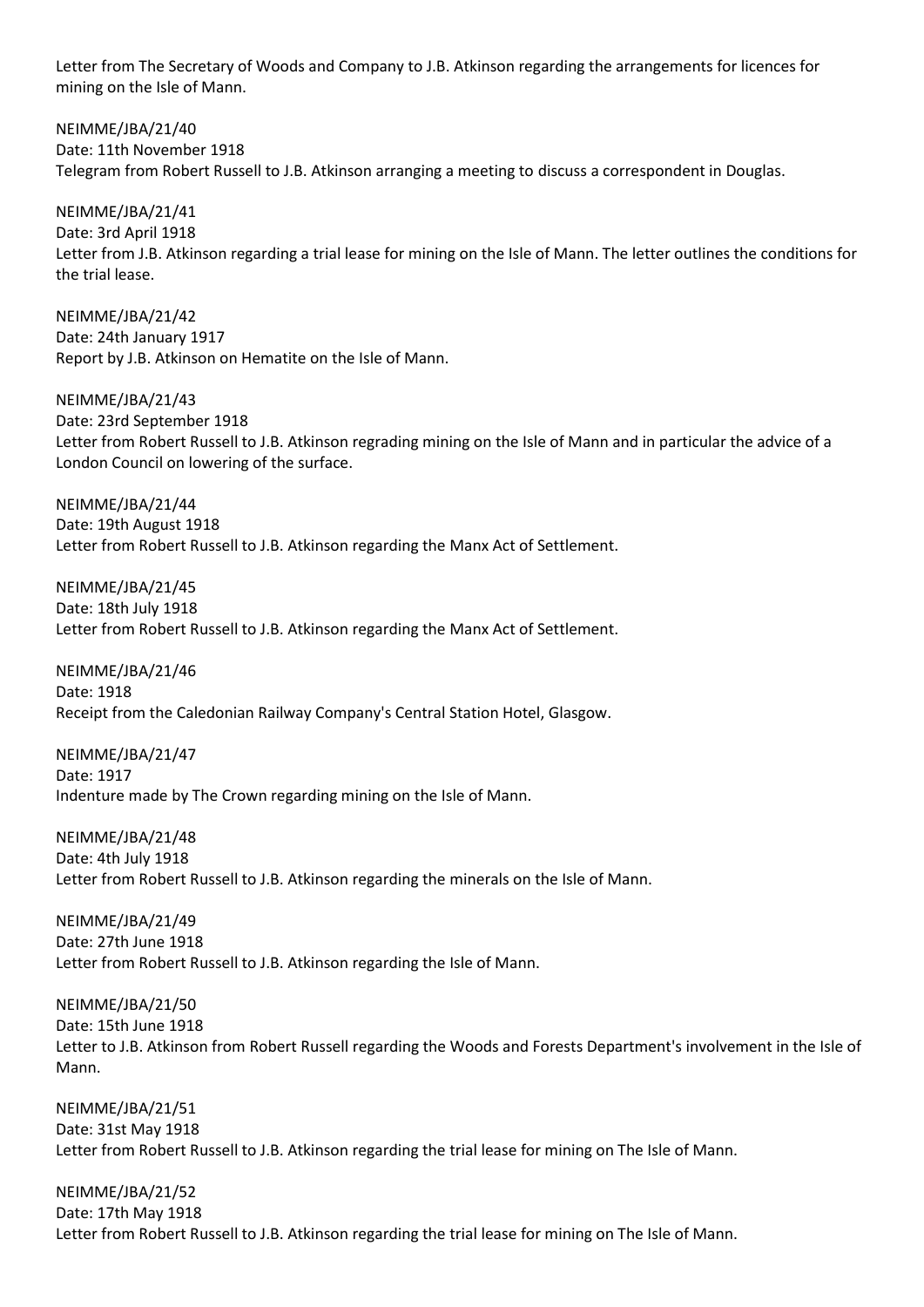Letter from The Secretary of Woods and Company to J.B. Atkinson regarding the arrangements for licences for mining on the Isle of Mann.

NEIMME/JBA/21/40
Date: 11th November 1918
Telegram from Robert Russell to J.B. Atkinson arranging a meeting to discuss a correspondent in Douglas.

NEIMME/JBA/21/41
Date: 3rd April 1918
Letter from J.B. Atkinson regarding a trial lease for mining on the Isle of Mann. The letter outlines the conditions for the trial lease.

NEIMME/JBA/21/42
Date: 24th January 1917
Report by J.B. Atkinson on Hematite on the Isle of Mann.

NEIMME/JBA/21/43
Date: 23rd September 1918
Letter from Robert Russell to J.B. Atkinson regrading mining on the Isle of Mann and in particular the advice of a London Council on lowering of the surface.

NEIMME/JBA/21/44
Date: 19th August 1918
Letter from Robert Russell to J.B. Atkinson regarding the Manx Act of Settlement.

NEIMME/JBA/21/45
Date: 18th July 1918
Letter from Robert Russell to J.B. Atkinson regarding the Manx Act of Settlement.

NEIMME/JBA/21/46
Date: 1918
Receipt from the Caledonian Railway Company's Central Station Hotel, Glasgow.

NEIMME/JBA/21/47
Date: 1917
Indenture made by The Crown regarding mining on the Isle of Mann.

NEIMME/JBA/21/48
Date: 4th July 1918
Letter from Robert Russell to J.B. Atkinson regarding the minerals on the Isle of Mann.

NEIMME/JBA/21/49
Date: 27th June 1918
Letter from Robert Russell to J.B. Atkinson regarding the Isle of Mann.

NEIMME/JBA/21/50
Date: 15th June 1918
Letter to J.B. Atkinson from Robert Russell regarding the Woods and Forests Department's involvement in the Isle of Mann.

NEIMME/JBA/21/51
Date: 31st May 1918
Letter from Robert Russell to J.B. Atkinson regarding the trial lease for mining on The Isle of Mann.

NEIMME/JBA/21/52
Date: 17th May 1918
Letter from Robert Russell to J.B. Atkinson regarding the trial lease for mining on The Isle of Mann.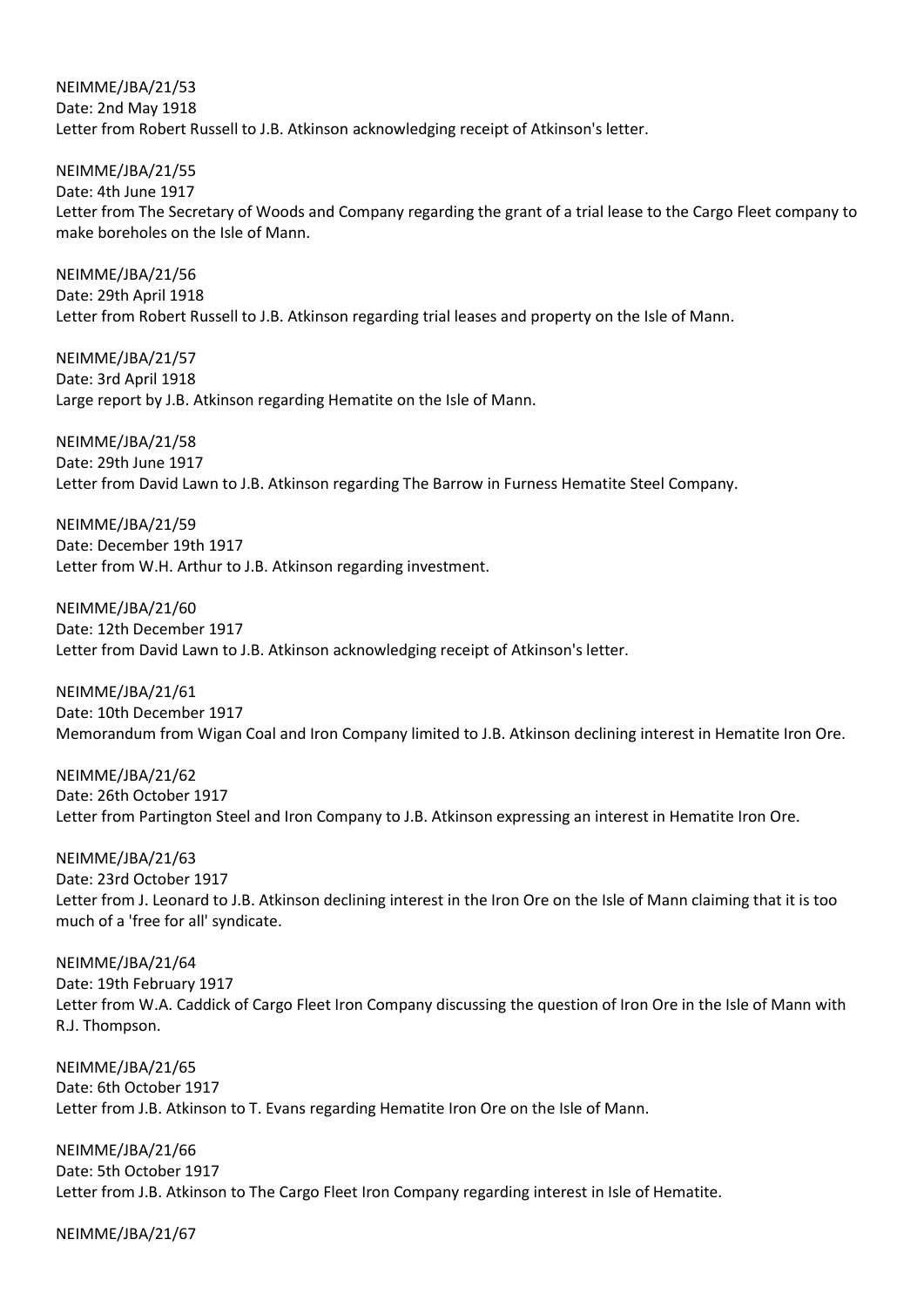NEIMME/JBA/21/53
Date: 2nd May 1918
Letter from Robert Russell to J.B. Atkinson acknowledging receipt of Atkinson's letter.

NEIMME/JBA/21/55
Date: 4th June 1917
Letter from The Secretary of Woods and Company regarding the grant of a trial lease to the Cargo Fleet company to make boreholes on the Isle of Mann.

NEIMME/JBA/21/56
Date: 29th April 1918
Letter from Robert Russell to J.B. Atkinson regarding trial leases and property on the Isle of Mann.

NEIMME/JBA/21/57
Date: 3rd April 1918
Large report by J.B. Atkinson regarding Hematite on the Isle of Mann.

NEIMME/JBA/21/58
Date: 29th June 1917
Letter from David Lawn to J.B. Atkinson regarding The Barrow in Furness Hematite Steel Company.

NEIMME/JBA/21/59
Date: December 19th 1917
Letter from W.H. Arthur to J.B. Atkinson regarding investment.

NEIMME/JBA/21/60
Date: 12th December 1917
Letter from David Lawn to J.B. Atkinson acknowledging receipt of Atkinson's letter.

NEIMME/JBA/21/61
Date: 10th December 1917
Memorandum from Wigan Coal and Iron Company limited to J.B. Atkinson declining interest in Hematite Iron Ore.

NEIMME/JBA/21/62
Date: 26th October 1917
Letter from Partington Steel and Iron Company to J.B. Atkinson expressing an interest in Hematite Iron Ore.

NEIMME/JBA/21/63
Date: 23rd October 1917
Letter from J. Leonard to J.B. Atkinson declining interest in the Iron Ore on the Isle of Mann claiming that it is too much of a 'free for all' syndicate.

NEIMME/JBA/21/64
Date: 19th February 1917
Letter from W.A. Caddick of Cargo Fleet Iron Company discussing the question of Iron Ore in the Isle of Mann with R.J. Thompson.

NEIMME/JBA/21/65
Date: 6th October 1917
Letter from J.B. Atkinson to T. Evans regarding Hematite Iron Ore on the Isle of Mann.

NEIMME/JBA/21/66
Date: 5th October 1917
Letter from J.B. Atkinson to The Cargo Fleet Iron Company regarding interest in Isle of Hematite.

NEIMME/JBA/21/67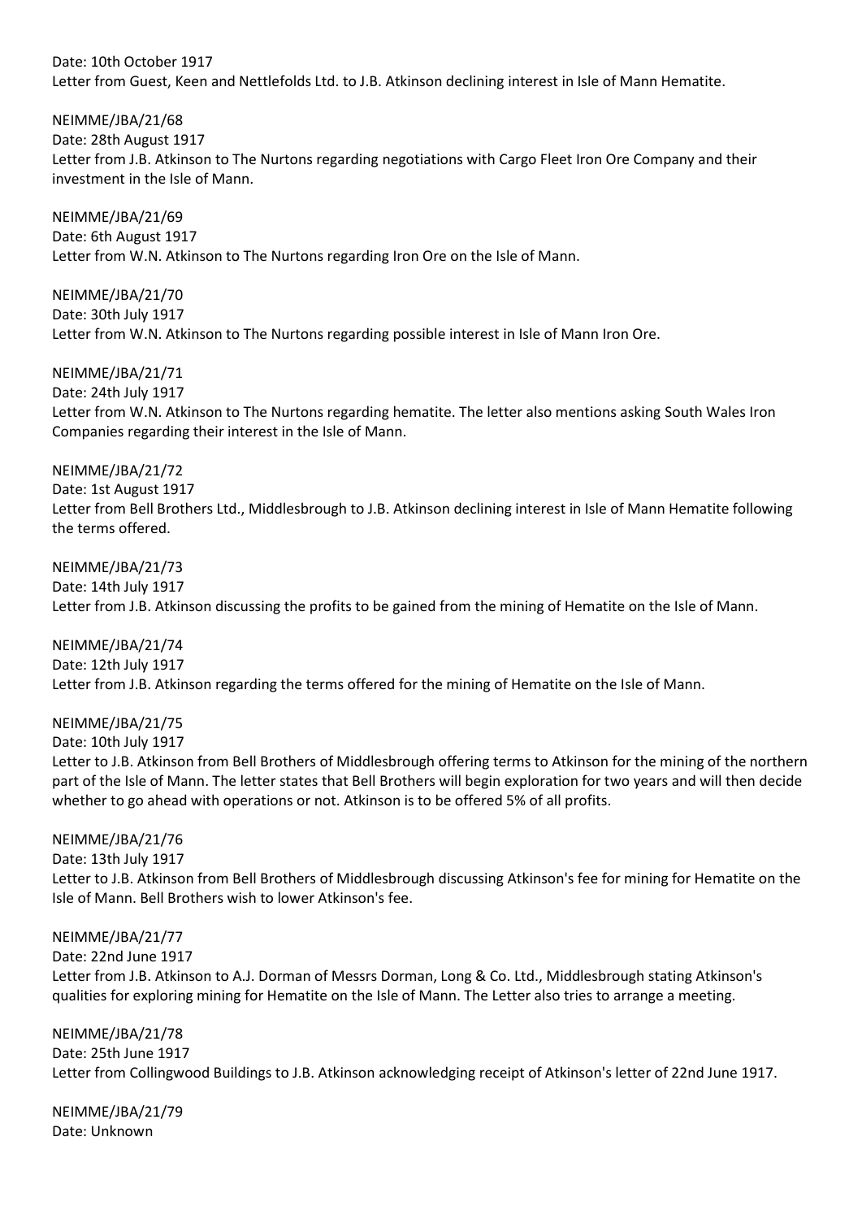Date: 10th October 1917
Letter from Guest, Keen and Nettlefolds Ltd. to J.B. Atkinson declining interest in Isle of Mann Hematite.

NEIMME/JBA/21/68
Date: 28th August 1917
Letter from J.B. Atkinson to The Nurtons regarding negotiations with Cargo Fleet Iron Ore Company and their investment in the Isle of Mann.

NEIMME/JBA/21/69
Date: 6th August 1917
Letter from W.N. Atkinson to The Nurtons regarding Iron Ore on the Isle of Mann.

NEIMME/JBA/21/70
Date: 30th July 1917
Letter from W.N. Atkinson to The Nurtons regarding possible interest in Isle of Mann Iron Ore.

NEIMME/JBA/21/71
Date: 24th July 1917
Letter from W.N. Atkinson to The Nurtons regarding hematite. The letter also mentions asking South Wales Iron Companies regarding their interest in the Isle of Mann.

NEIMME/JBA/21/72
Date: 1st August 1917
Letter from Bell Brothers Ltd., Middlesbrough to J.B. Atkinson declining interest in Isle of Mann Hematite following the terms offered.

NEIMME/JBA/21/73
Date: 14th July 1917
Letter from J.B. Atkinson discussing the profits to be gained from the mining of Hematite on the Isle of Mann.

NEIMME/JBA/21/74
Date: 12th July 1917
Letter from J.B. Atkinson regarding the terms offered for the mining of Hematite on the Isle of Mann.

NEIMME/JBA/21/75
Date: 10th July 1917
Letter to J.B. Atkinson from Bell Brothers of Middlesbrough offering terms to Atkinson for the mining of the northern part of the Isle of Mann. The letter states that Bell Brothers will begin exploration for two years and will then decide whether to go ahead with operations or not. Atkinson is to be offered 5% of all profits.

NEIMME/JBA/21/76
Date: 13th July 1917
Letter to J.B. Atkinson from Bell Brothers of Middlesbrough discussing Atkinson's fee for mining for Hematite on the Isle of Mann. Bell Brothers wish to lower Atkinson's fee.

NEIMME/JBA/21/77
Date: 22nd June 1917
Letter from J.B. Atkinson to A.J. Dorman of Messrs Dorman, Long & Co. Ltd., Middlesbrough stating Atkinson's qualities for exploring mining for Hematite on the Isle of Mann. The Letter also tries to arrange a meeting.

NEIMME/JBA/21/78
Date: 25th June 1917
Letter from Collingwood Buildings to J.B. Atkinson acknowledging receipt of Atkinson's letter of 22nd June 1917.

NEIMME/JBA/21/79
Date: Unknown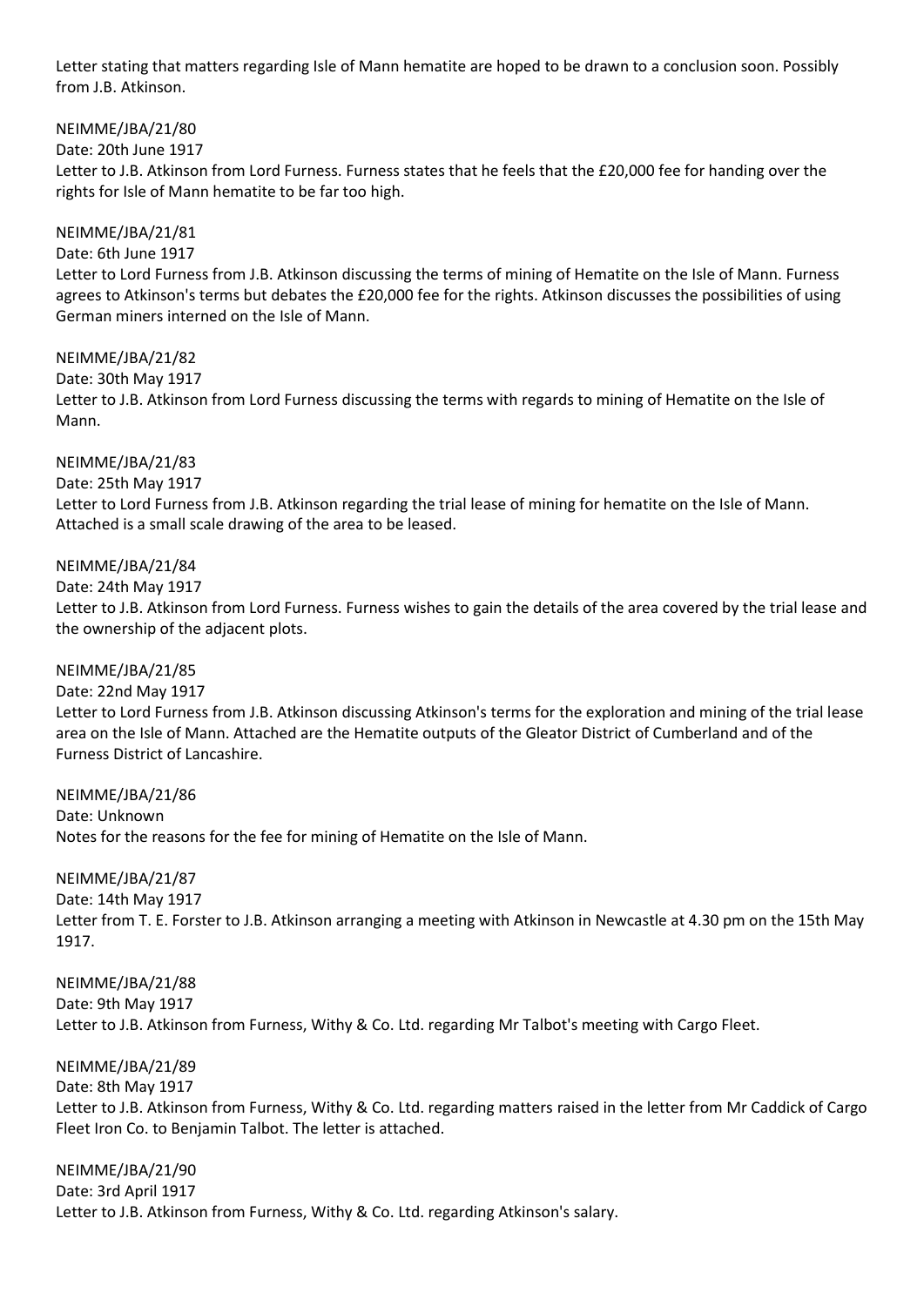Letter stating that matters regarding Isle of Mann hematite are hoped to be drawn to a conclusion soon. Possibly from J.B. Atkinson.

NEIMME/JBA/21/80
Date: 20th June 1917
Letter to J.B. Atkinson from Lord Furness. Furness states that he feels that the £20,000 fee for handing over the rights for Isle of Mann hematite to be far too high.

NEIMME/JBA/21/81
Date: 6th June 1917
Letter to Lord Furness from J.B. Atkinson discussing the terms of mining of Hematite on the Isle of Mann. Furness agrees to Atkinson's terms but debates the £20,000 fee for the rights. Atkinson discusses the possibilities of using German miners interned on the Isle of Mann.

NEIMME/JBA/21/82
Date: 30th May 1917
Letter to J.B. Atkinson from Lord Furness discussing the terms with regards to mining of Hematite on the Isle of Mann.

NEIMME/JBA/21/83
Date: 25th May 1917
Letter to Lord Furness from J.B. Atkinson regarding the trial lease of mining for hematite on the Isle of Mann. Attached is a small scale drawing of the area to be leased.

NEIMME/JBA/21/84
Date: 24th May 1917
Letter to J.B. Atkinson from Lord Furness. Furness wishes to gain the details of the area covered by the trial lease and the ownership of the adjacent plots.

NEIMME/JBA/21/85
Date: 22nd May 1917
Letter to Lord Furness from J.B. Atkinson discussing Atkinson's terms for the exploration and mining of the trial lease area on the Isle of Mann. Attached are the Hematite outputs of the Gleator District of Cumberland and of the Furness District of Lancashire.

NEIMME/JBA/21/86
Date: Unknown
Notes for the reasons for the fee for mining of Hematite on the Isle of Mann.

NEIMME/JBA/21/87
Date: 14th May 1917
Letter from T. E. Forster to J.B. Atkinson arranging a meeting with Atkinson in Newcastle at 4.30 pm on the 15th May 1917.

NEIMME/JBA/21/88
Date: 9th May 1917
Letter to J.B. Atkinson from Furness, Withy & Co. Ltd. regarding Mr Talbot's meeting with Cargo Fleet.

NEIMME/JBA/21/89
Date: 8th May 1917
Letter to J.B. Atkinson from Furness, Withy & Co. Ltd. regarding matters raised in the letter from Mr Caddick of Cargo Fleet Iron Co. to Benjamin Talbot. The letter is attached.

NEIMME/JBA/21/90
Date: 3rd April 1917
Letter to J.B. Atkinson from Furness, Withy & Co. Ltd. regarding Atkinson's salary.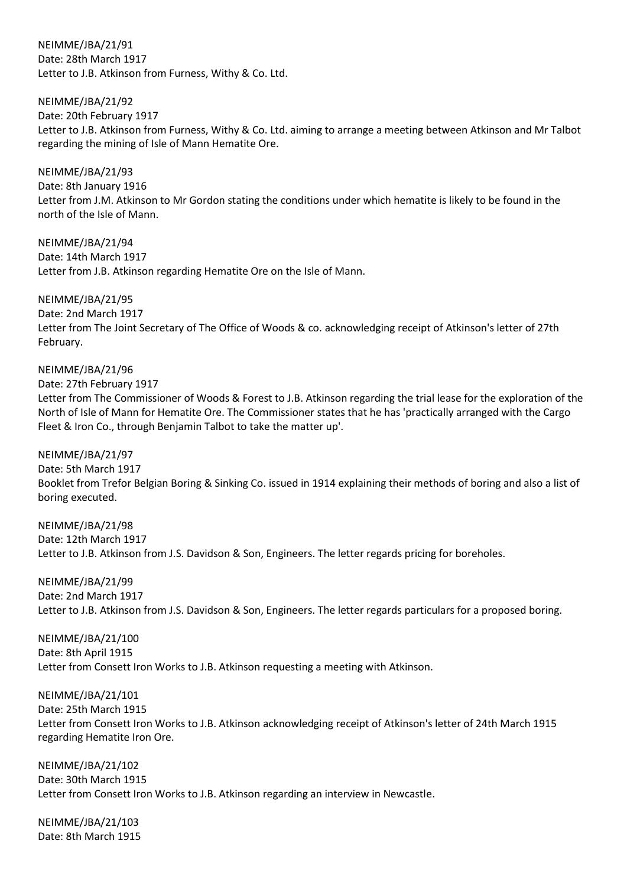NEIMME/JBA/21/91
Date: 28th March 1917
Letter to J.B. Atkinson from Furness, Withy & Co. Ltd.

NEIMME/JBA/21/92
Date: 20th February 1917
Letter to J.B. Atkinson from Furness, Withy & Co. Ltd. aiming to arrange a meeting between Atkinson and Mr Talbot regarding the mining of Isle of Mann Hematite Ore.

NEIMME/JBA/21/93
Date: 8th January 1916
Letter from J.M. Atkinson to Mr Gordon stating the conditions under which hematite is likely to be found in the north of the Isle of Mann.

NEIMME/JBA/21/94
Date: 14th March 1917
Letter from J.B. Atkinson regarding Hematite Ore on the Isle of Mann.

NEIMME/JBA/21/95
Date: 2nd March 1917
Letter from The Joint Secretary of The Office of Woods & co. acknowledging receipt of Atkinson's letter of 27th February.

NEIMME/JBA/21/96
Date: 27th February 1917
Letter from The Commissioner of Woods & Forest to J.B. Atkinson regarding the trial lease for the exploration of the North of Isle of Mann for Hematite Ore. The Commissioner states that he has 'practically arranged with the Cargo Fleet & Iron Co., through Benjamin Talbot to take the matter up'.

NEIMME/JBA/21/97
Date: 5th March 1917
Booklet from Trefor Belgian Boring & Sinking Co. issued in 1914 explaining their methods of boring and also a list of boring executed.

NEIMME/JBA/21/98
Date: 12th March 1917
Letter to J.B. Atkinson from J.S. Davidson & Son, Engineers. The letter regards pricing for boreholes.

NEIMME/JBA/21/99
Date: 2nd March 1917
Letter to J.B. Atkinson from J.S. Davidson & Son, Engineers. The letter regards particulars for a proposed boring.

NEIMME/JBA/21/100
Date: 8th April 1915
Letter from Consett Iron Works to J.B. Atkinson requesting a meeting with Atkinson.

NEIMME/JBA/21/101
Date: 25th March 1915
Letter from Consett Iron Works to J.B. Atkinson acknowledging receipt of Atkinson's letter of 24th March 1915 regarding Hematite Iron Ore.

NEIMME/JBA/21/102
Date: 30th March 1915
Letter from Consett Iron Works to J.B. Atkinson regarding an interview in Newcastle.

NEIMME/JBA/21/103
Date: 8th March 1915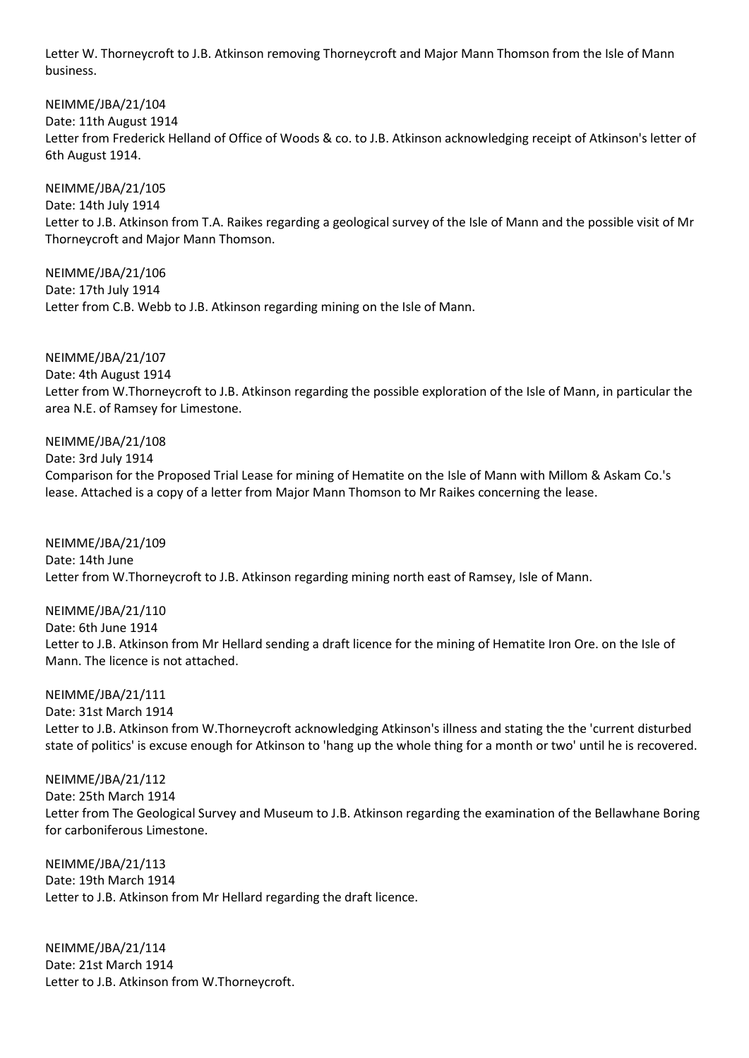Letter W. Thorneycroft to J.B. Atkinson removing Thorneycroft and Major Mann Thomson from the Isle of Mann business.

NEIMME/JBA/21/104
Date: 11th August 1914
Letter from Frederick Helland of Office of Woods & co. to J.B. Atkinson acknowledging receipt of Atkinson's letter of 6th August 1914.

NEIMME/JBA/21/105
Date: 14th July 1914
Letter to J.B. Atkinson from T.A. Raikes regarding a geological survey of the Isle of Mann and the possible visit of Mr Thorneycroft and Major Mann Thomson.

NEIMME/JBA/21/106
Date: 17th July 1914
Letter from C.B. Webb to J.B. Atkinson regarding mining on the Isle of Mann.

NEIMME/JBA/21/107
Date: 4th August 1914
Letter from W.Thorneycroft to J.B. Atkinson regarding the possible exploration of the Isle of Mann, in particular the area N.E. of Ramsey for Limestone.

NEIMME/JBA/21/108
Date: 3rd July 1914
Comparison for the Proposed Trial Lease for mining of Hematite on the Isle of Mann with Millom & Askam Co.'s lease. Attached is a copy of a letter from Major Mann Thomson to Mr Raikes concerning the lease.

NEIMME/JBA/21/109
Date: 14th June
Letter from W.Thorneycroft to J.B. Atkinson regarding mining north east of Ramsey, Isle of Mann.

NEIMME/JBA/21/110
Date: 6th June 1914
Letter to J.B. Atkinson from Mr Hellard sending a draft licence for the mining of Hematite Iron Ore. on the Isle of Mann. The licence is not attached.

NEIMME/JBA/21/111
Date: 31st March 1914
Letter to J.B. Atkinson from W.Thorneycroft acknowledging Atkinson's illness and stating the the 'current disturbed state of politics' is excuse enough for Atkinson to 'hang up the whole thing for a month or two' until he is recovered.

NEIMME/JBA/21/112
Date: 25th March 1914
Letter from The Geological Survey and Museum to J.B. Atkinson regarding the examination of the Bellawhane Boring for carboniferous Limestone.

NEIMME/JBA/21/113
Date: 19th March 1914
Letter to J.B. Atkinson from Mr Hellard regarding the draft licence.

NEIMME/JBA/21/114
Date: 21st March 1914
Letter to J.B. Atkinson from W.Thorneycroft.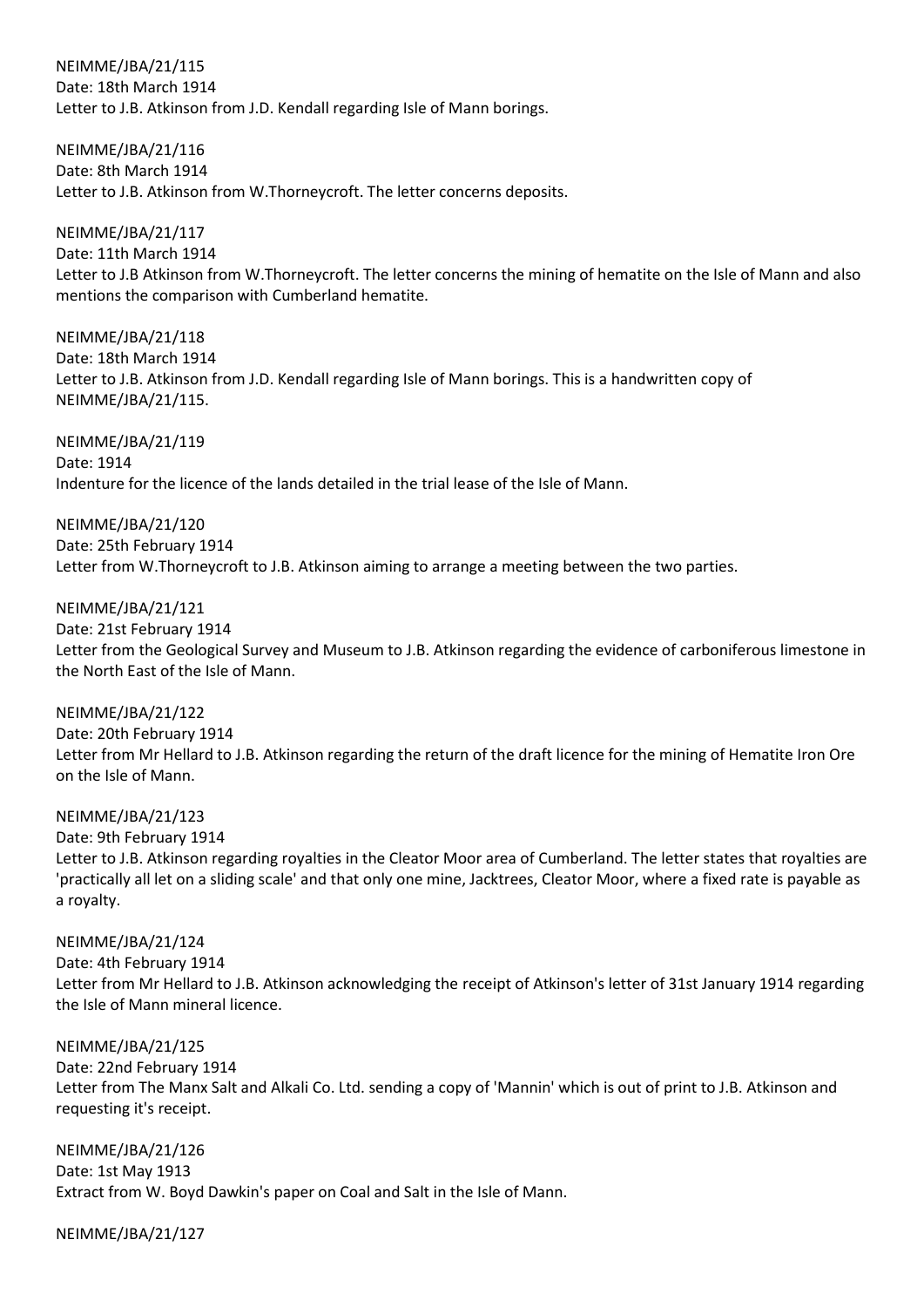NEIMME/JBA/21/115
Date: 18th March 1914
Letter to J.B. Atkinson from J.D. Kendall regarding Isle of Mann borings.

NEIMME/JBA/21/116
Date: 8th March 1914
Letter to J.B. Atkinson from W.Thorneycroft. The letter concerns deposits.

NEIMME/JBA/21/117
Date: 11th March 1914
Letter to J.B Atkinson from W.Thorneycroft. The letter concerns the mining of hematite on the Isle of Mann and also mentions the comparison with Cumberland hematite.

NEIMME/JBA/21/118
Date: 18th March 1914
Letter to J.B. Atkinson from J.D. Kendall regarding Isle of Mann borings. This is a handwritten copy of NEIMME/JBA/21/115.

NEIMME/JBA/21/119
Date: 1914
Indenture for the licence of the lands detailed in the trial lease of the Isle of Mann.

NEIMME/JBA/21/120
Date: 25th February 1914
Letter from W.Thorneycroft to J.B. Atkinson aiming to arrange a meeting between the two parties.

NEIMME/JBA/21/121
Date: 21st February 1914
Letter from the Geological Survey and Museum to J.B. Atkinson regarding the evidence of carboniferous limestone in the North East of the Isle of Mann.

NEIMME/JBA/21/122
Date: 20th February 1914
Letter from Mr Hellard to J.B. Atkinson regarding the return of the draft licence for the mining of Hematite Iron Ore on the Isle of Mann.

NEIMME/JBA/21/123
Date: 9th February 1914
Letter to J.B. Atkinson regarding royalties in the Cleator Moor area of Cumberland. The letter states that royalties are 'practically all let on a sliding scale' and that only one mine, Jacktrees, Cleator Moor, where a fixed rate is payable as a royalty.

NEIMME/JBA/21/124
Date: 4th February 1914
Letter from Mr Hellard to J.B. Atkinson acknowledging the receipt of Atkinson's letter of 31st January 1914 regarding the Isle of Mann mineral licence.

NEIMME/JBA/21/125
Date: 22nd February 1914
Letter from The Manx Salt and Alkali Co. Ltd. sending a copy of 'Mannin' which is out of print to J.B. Atkinson and requesting it's receipt.

NEIMME/JBA/21/126
Date: 1st May 1913
Extract from W. Boyd Dawkin's paper on Coal and Salt in the Isle of Mann.

NEIMME/JBA/21/127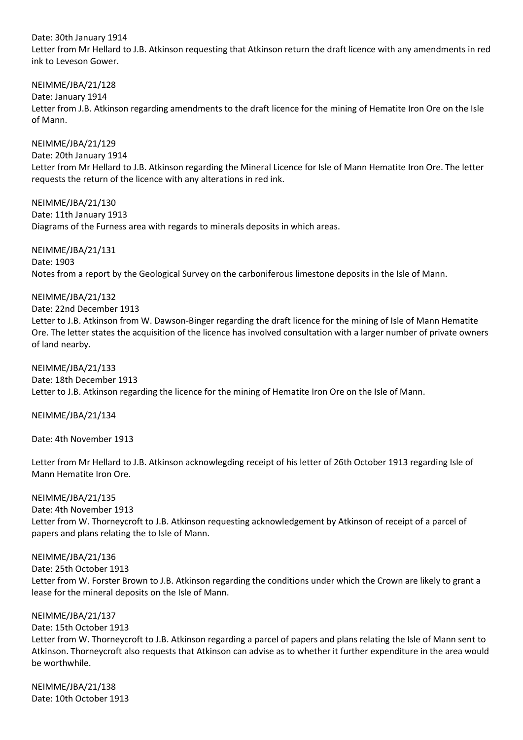Date: 30th January 1914
Letter from Mr Hellard to J.B. Atkinson requesting that Atkinson return the draft licence with any amendments in red ink to Leveson Gower.

NEIMME/JBA/21/128
Date: January 1914
Letter from J.B. Atkinson regarding amendments to the draft licence for the mining of Hematite Iron Ore on the Isle of Mann.

NEIMME/JBA/21/129
Date: 20th January 1914
Letter from Mr Hellard to J.B. Atkinson regarding the Mineral Licence for Isle of Mann Hematite Iron Ore. The letter requests the return of the licence with any alterations in red ink.

NEIMME/JBA/21/130
Date: 11th January 1913
Diagrams of the Furness area with regards to minerals deposits in which areas.

NEIMME/JBA/21/131
Date: 1903
Notes from a report by the Geological Survey on the carboniferous limestone deposits in the Isle of Mann.

NEIMME/JBA/21/132
Date: 22nd December 1913
Letter to J.B. Atkinson from W. Dawson-Binger regarding the draft licence for the mining of Isle of Mann Hematite Ore. The letter states the acquisition of the licence has involved consultation with a larger number of private owners of land nearby.

NEIMME/JBA/21/133
Date: 18th December 1913
Letter to J.B. Atkinson regarding the licence for the mining of Hematite Iron Ore on the Isle of Mann.

NEIMME/JBA/21/134

Date: 4th November 1913

Letter from Mr Hellard to J.B. Atkinson acknowlegding receipt of his letter of 26th October 1913 regarding Isle of Mann Hematite Iron Ore.

NEIMME/JBA/21/135
Date: 4th November 1913
Letter from W. Thorneycroft to J.B. Atkinson requesting acknowledgement by Atkinson of receipt of a parcel of papers and plans relating the to Isle of Mann.

NEIMME/JBA/21/136
Date: 25th October 1913
Letter from W. Forster Brown to J.B. Atkinson regarding the conditions under which the Crown are likely to grant a lease for the mineral deposits on the Isle of Mann.

NEIMME/JBA/21/137
Date: 15th October 1913
Letter from W. Thorneycroft to J.B. Atkinson regarding a parcel of papers and plans relating the Isle of Mann sent to Atkinson. Thorneycroft also requests that Atkinson can advise as to whether it further expenditure in the area would be worthwhile.

NEIMME/JBA/21/138
Date: 10th October 1913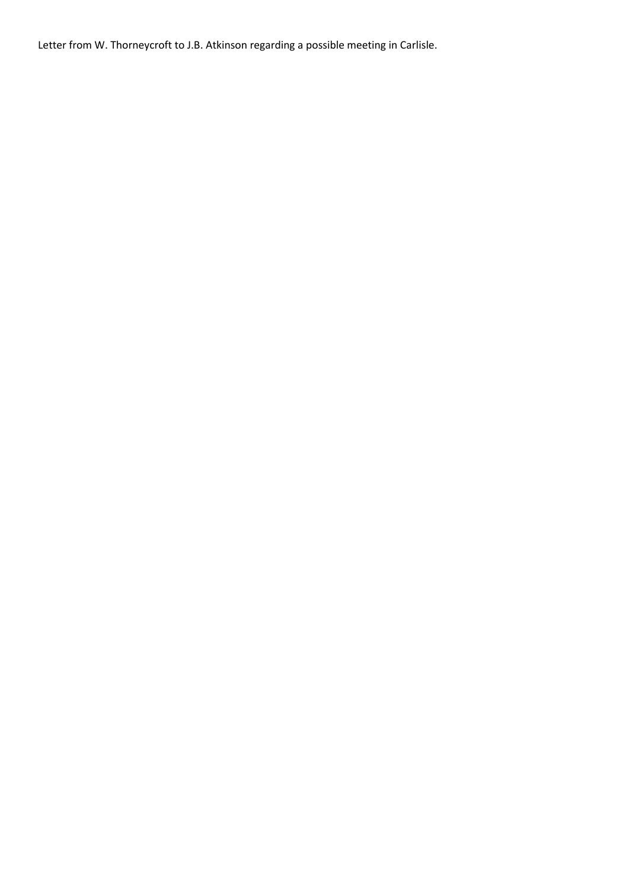Letter from W. Thorneycroft to J.B. Atkinson regarding a possible meeting in Carlisle.